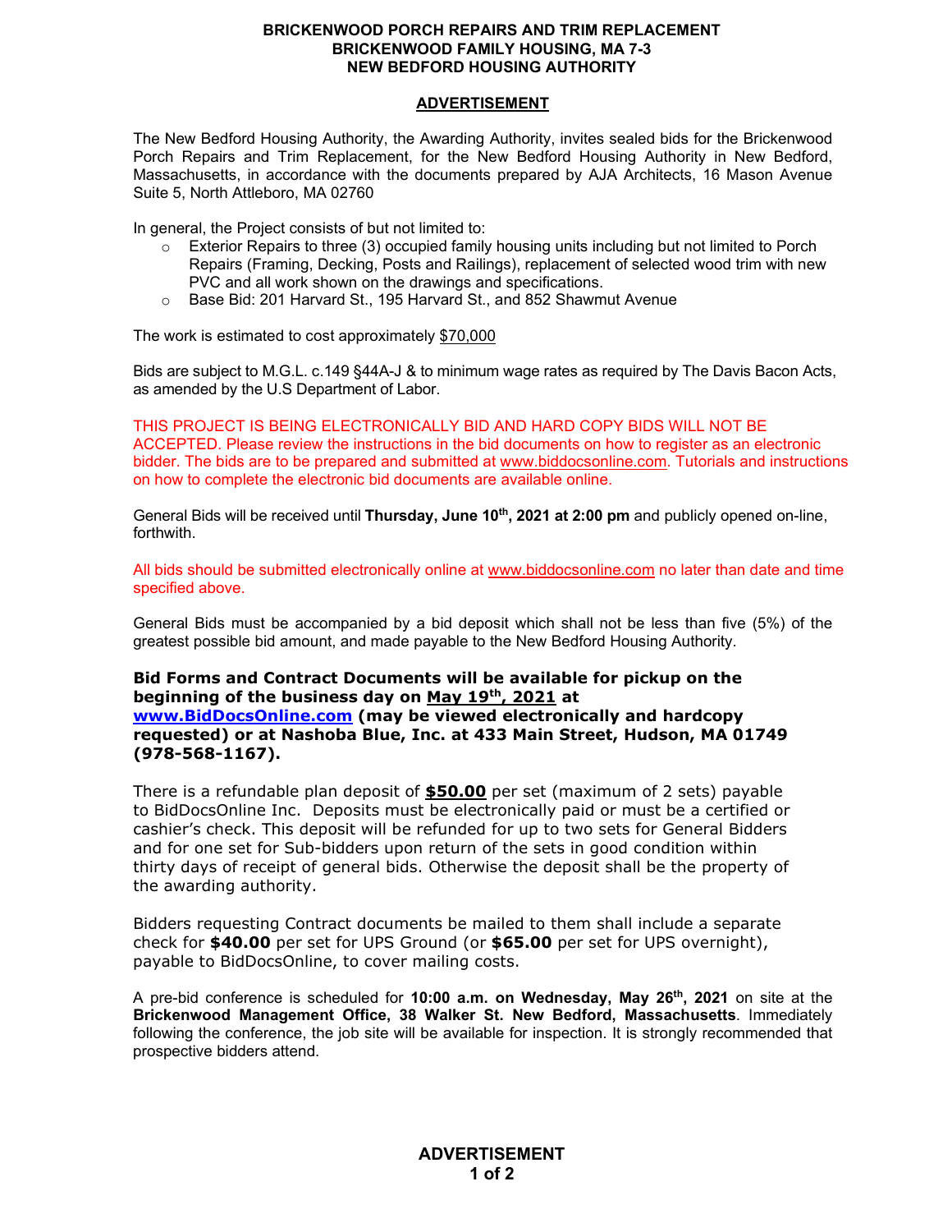**BRICKENWOOD PORCH REPAIRS AND TRIM REPLACEMENT**
**BRICKENWOOD FAMILY HOUSING, MA 7-3**
**NEW BEDFORD HOUSING AUTHORITY**

## ADVERTISEMENT

The New Bedford Housing Authority, the Awarding Authority, invites sealed bids for the Brickenwood Porch Repairs and Trim Replacement, for the New Bedford Housing Authority in New Bedford, Massachusetts, in accordance with the documents prepared by AJA Architects, 16 Mason Avenue Suite 5, North Attleboro, MA 02760

In general, the Project consists of but not limited to:

- Exterior Repairs to three (3) occupied family housing units including but not limited to Porch Repairs (Framing, Decking, Posts and Railings), replacement of selected wood trim with new PVC and all work shown on the drawings and specifications.
- Base Bid: 201 Harvard St., 195 Harvard St., and 852 Shawmut Avenue

The work is estimated to cost approximately $70,000

Bids are subject to M.G.L. c.149 §44A-J & to minimum wage rates as required by The Davis Bacon Acts, as amended by the U.S Department of Labor.

THIS PROJECT IS BEING ELECTRONICALLY BID AND HARD COPY BIDS WILL NOT BE ACCEPTED. Please review the instructions in the bid documents on how to register as an electronic bidder. The bids are to be prepared and submitted at www.biddocsonline.com. Tutorials and instructions on how to complete the electronic bid documents are available online.

General Bids will be received until **Thursday, June 10th, 2021 at 2:00 pm** and publicly opened on-line, forthwith.

All bids should be submitted electronically online at www.biddocsonline.com no later than date and time specified above.

General Bids must be accompanied by a bid deposit which shall not be less than five (5%) of the greatest possible bid amount, and made payable to the New Bedford Housing Authority.

**Bid Forms and Contract Documents will be available for pickup on the beginning of the business day on May 19th, 2021 at www.BidDocsOnline.com (may be viewed electronically and hardcopy requested) or at Nashoba Blue, Inc. at 433 Main Street, Hudson, MA 01749 (978-568-1167).**

There is a refundable plan deposit of **$50.00** per set (maximum of 2 sets) payable to BidDocsOnline Inc. Deposits must be electronically paid or must be a certified or cashier's check. This deposit will be refunded for up to two sets for General Bidders and for one set for Sub-bidders upon return of the sets in good condition within thirty days of receipt of general bids. Otherwise the deposit shall be the property of the awarding authority.

Bidders requesting Contract documents be mailed to them shall include a separate check for **$40.00** per set for UPS Ground (or **$65.00** per set for UPS overnight), payable to BidDocsOnline, to cover mailing costs.

A pre-bid conference is scheduled for **10:00 a.m. on Wednesday, May 26th, 2021** on site at the **Brickenwood Management Office, 38 Walker St. New Bedford, Massachusetts**. Immediately following the conference, the job site will be available for inspection. It is strongly recommended that prospective bidders attend.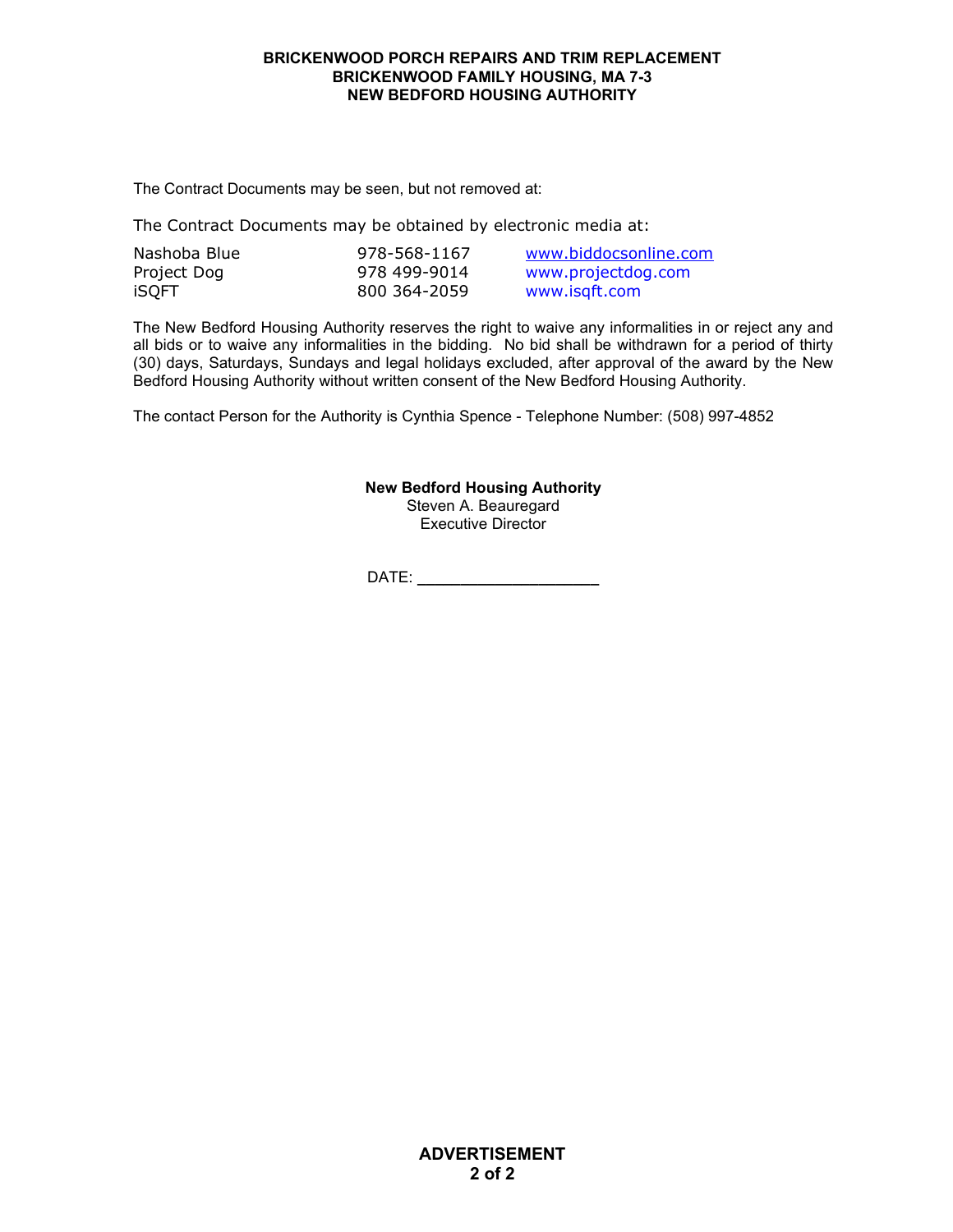The Contract Documents may be seen, but not removed at:

The Contract Documents may be obtained by electronic media at:

| | | |
|---|---|---|
| Nashoba Blue | 978-568-1167 | www.biddocsonline.com |
| Project Dog | 978 499-9014 | www.projectdog.com |
| iSQFT | 800 364-2059 | www.isqft.com |

The New Bedford Housing Authority reserves the right to waive any informalities in or reject any and all bids or to waive any informalities in the bidding. No bid shall be withdrawn for a period of thirty (30) days, Saturdays, Sundays and legal holidays excluded, after approval of the award by the New Bedford Housing Authority without written consent of the New Bedford Housing Authority.

The contact Person for the Authority is Cynthia Spence - Telephone Number: (508) 997-4852

**New Bedford Housing Authority**
Steven A. Beauregard
Executive Director

DATE: ____________________

**ADVERTISEMENT**